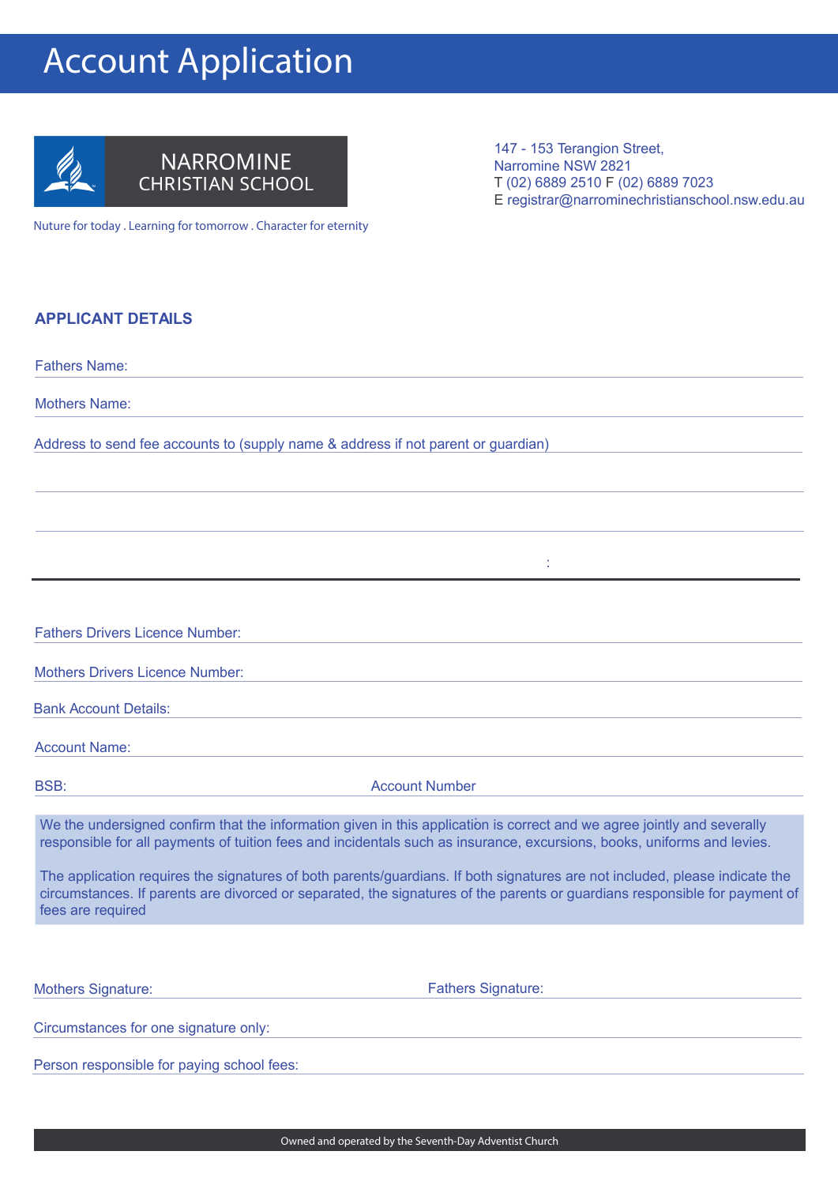# Account Application

NARROMINE CHRISTIAN SCHOOL

Nuture for today . Learning for tomorrow . Character for eternity

147 - 153 Terangion Street,
Narromine NSW 2821
T (02) 6889 2510 F (02) 6889 7023
E registrar@narrominechristianschool.nsw.edu.au

## APPLICANT DETAILS

Fathers Name:

Mothers Name:

Address to send fee accounts to (supply name & address if not parent or guardian)

:

Fathers Drivers Licence Number:

Mothers Drivers Licence Number:

Bank Account Details:

Account Name:

BSB: Account Number

We the undersigned confirm that the information given in this application is correct and we agree jointly and severally responsible for all payments of tuition fees and incidentals such as insurance, excursions, books, uniforms and levies.

The application requires the signatures of both parents/guardians. If both signatures are not included, please indicate the circumstances. If parents are divorced or separated, the signatures of the parents or guardians responsible for payment of fees are required

Mothers Signature: Fathers Signature:

Circumstances for one signature only:

Person responsible for paying school fees:

Owned and operated by the Seventh-Day Adventist Church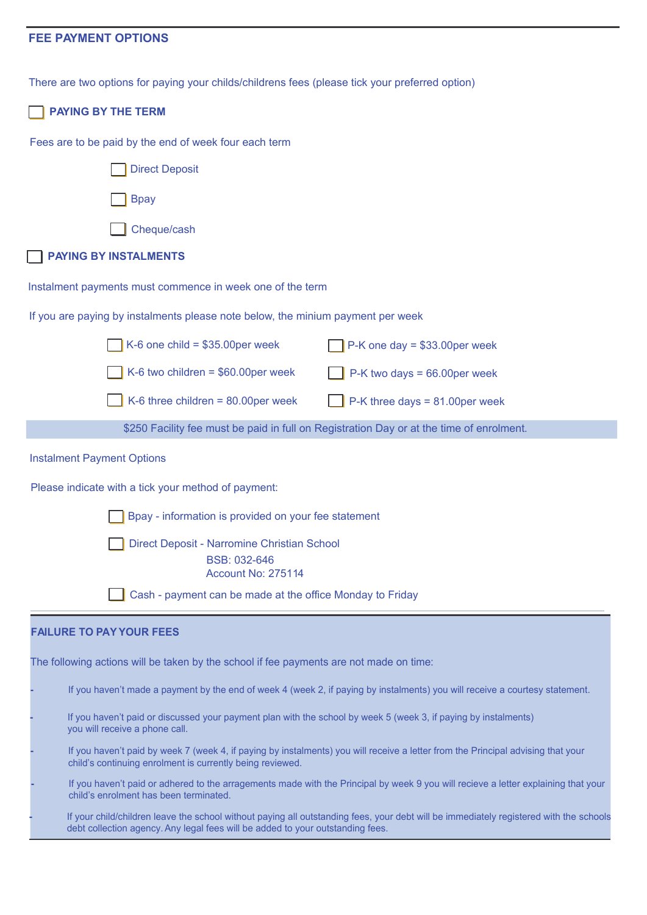## FEE PAYMENT OPTIONS

There are two options for paying your childs/childrens fees (please tick your preferred option)

☐ **PAYING BY THE TERM**

Fees are to be paid by the end of week four each term

- ☐ Direct Deposit
- ☐ Bpay
- ☐ Cheque/cash

☐ **PAYING BY INSTALMENTS**

Instalment payments must commence in week one of the term

If you are paying by instalments please note below, the minium payment per week

| | |
|---|---|
| ☐ K-6 one child = $35.00per week | ☐ P-K one day = $33.00per week |
| ☐ K-6 two children = $60.00per week | ☐ P-K two days = 66.00per week |
| ☐ K-6 three children = 80.00per week | ☐ P-K three days = 81.00per week |

$250 Facility fee must be paid in full on Registration Day or at the time of enrolment.

Instalment Payment Options

Please indicate with a tick your method of payment:

- ☐ Bpay - information is provided on your fee statement
- ☐ Direct Deposit - Narromine Christian School
  BSB: 032-646
  Account No: 275114
- ☐ Cash - payment can be made at the office Monday to Friday

## FAILURE TO PAY YOUR FEES

The following actions will be taken by the school if fee payments are not made on time:

- If you haven't made a payment by the end of week 4 (week 2, if paying by instalments) you will receive a courtesy statement.
- If you haven't paid or discussed your payment plan with the school by week 5 (week 3, if paying by instalments) you will receive a phone call.
- If you haven't paid by week 7 (week 4, if paying by instalments) you will receive a letter from the Principal advising that your child's continuing enrolment is currently being reviewed.
- If you haven't paid or adhered to the arragements made with the Principal by week 9 you will recieve a letter explaining that your child's enrolment has been terminated.
- If your child/children leave the school without paying all outstanding fees, your debt will be immediately registered with the schools debt collection agency. Any legal fees will be added to your outstanding fees.